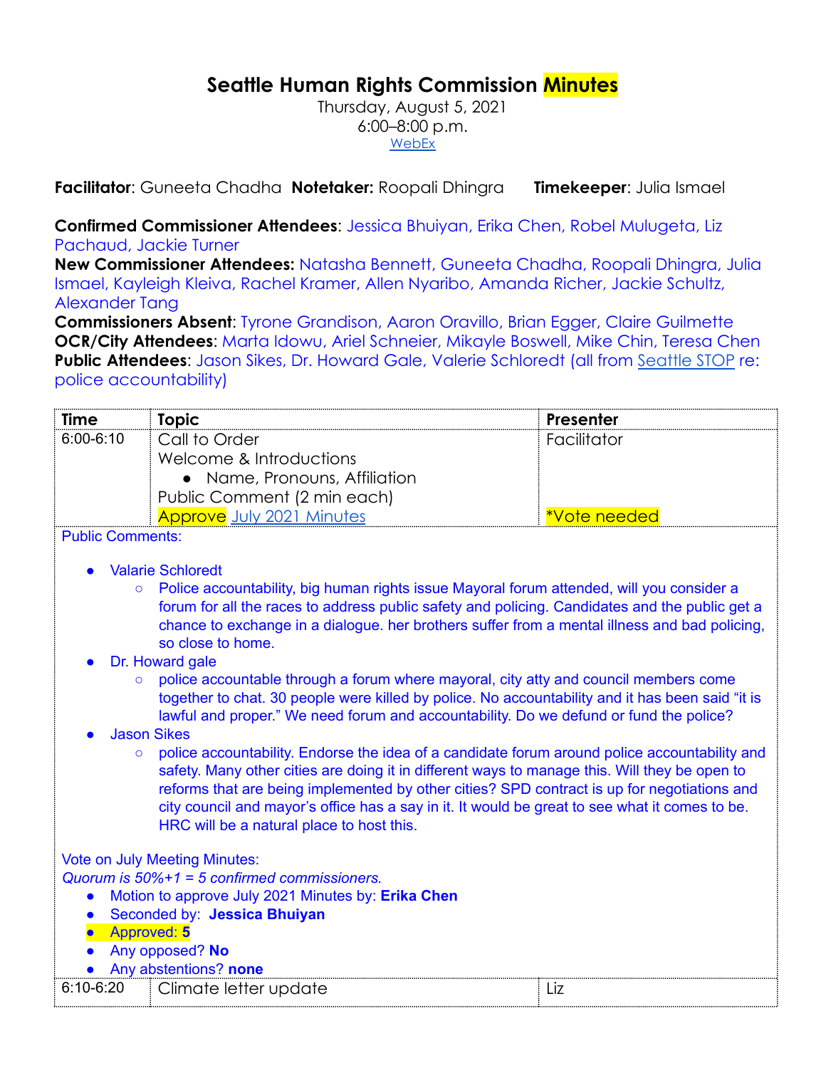# Seattle Human Rights Commission Minutes

Thursday, August 5, 2021
6:00–8:00 p.m.
WebEx

**Facilitator**: Guneeta Chadha **Notetaker:** Roopali Dhingra **Timekeeper**: Julia Ismael

**Confirmed Commissioner Attendees**: Jessica Bhuiyan, Erika Chen, Robel Mulugeta, Liz Pachaud, Jackie Turner
**New Commissioner Attendees:** Natasha Bennett, Guneeta Chadha, Roopali Dhingra, Julia Ismael, Kayleigh Kleiva, Rachel Kramer, Allen Nyaribo, Amanda Richer, Jackie Schultz, Alexander Tang
**Commissioners Absent**: Tyrone Grandison, Aaron Oravillo, Brian Egger, Claire Guilmette
**OCR/City Attendees**: Marta Idowu, Ariel Schneier, Mikayle Boswell, Mike Chin, Teresa Chen
**Public Attendees**: Jason Sikes, Dr. Howard Gale, Valerie Schloredt (all from Seattle STOP re: police accountability)

| Time | Topic | Presenter |
|---|---|---|
| 6:00-6:10 | Call to Order<br>Welcome & Introductions<br>• Name, Pronouns, Affiliation<br>Public Comment (2 min each)<br>Approve July 2021 Minutes | Facilitator<br><br><br><br>*Vote needed |

Public Comments:

- Valarie Schloredt
  - Police accountability, big human rights issue Mayoral forum attended, will you consider a forum for all the races to address public safety and policing. Candidates and the public get a chance to exchange in a dialogue. her brothers suffer from a mental illness and bad policing, so close to home.
- Dr. Howard gale
  - police accountable through a forum where mayoral, city atty and council members come together to chat. 30 people were killed by police. No accountability and it has been said "it is lawful and proper." We need forum and accountability. Do we defund or fund the police?
- Jason Sikes
  - police accountability. Endorse the idea of a candidate forum around police accountability and safety. Many other cities are doing it in different ways to manage this. Will they be open to reforms that are being implemented by other cities? SPD contract is up for negotiations and city council and mayor's office has a say in it. It would be great to see what it comes to be. HRC will be a natural place to host this.

Vote on July Meeting Minutes:
*Quorum is 50%+1 = 5 confirmed commissioners.*

- Motion to approve July 2021 Minutes by: **Erika Chen**
- Seconded by: **Jessica Bhuiyan**
- Approved: **5**
- Any opposed? **No**
- Any abstentions? **none**

| Time | Topic | Presenter |
|---|---|---|
| 6:10-6:20 | Climate letter update | Liz |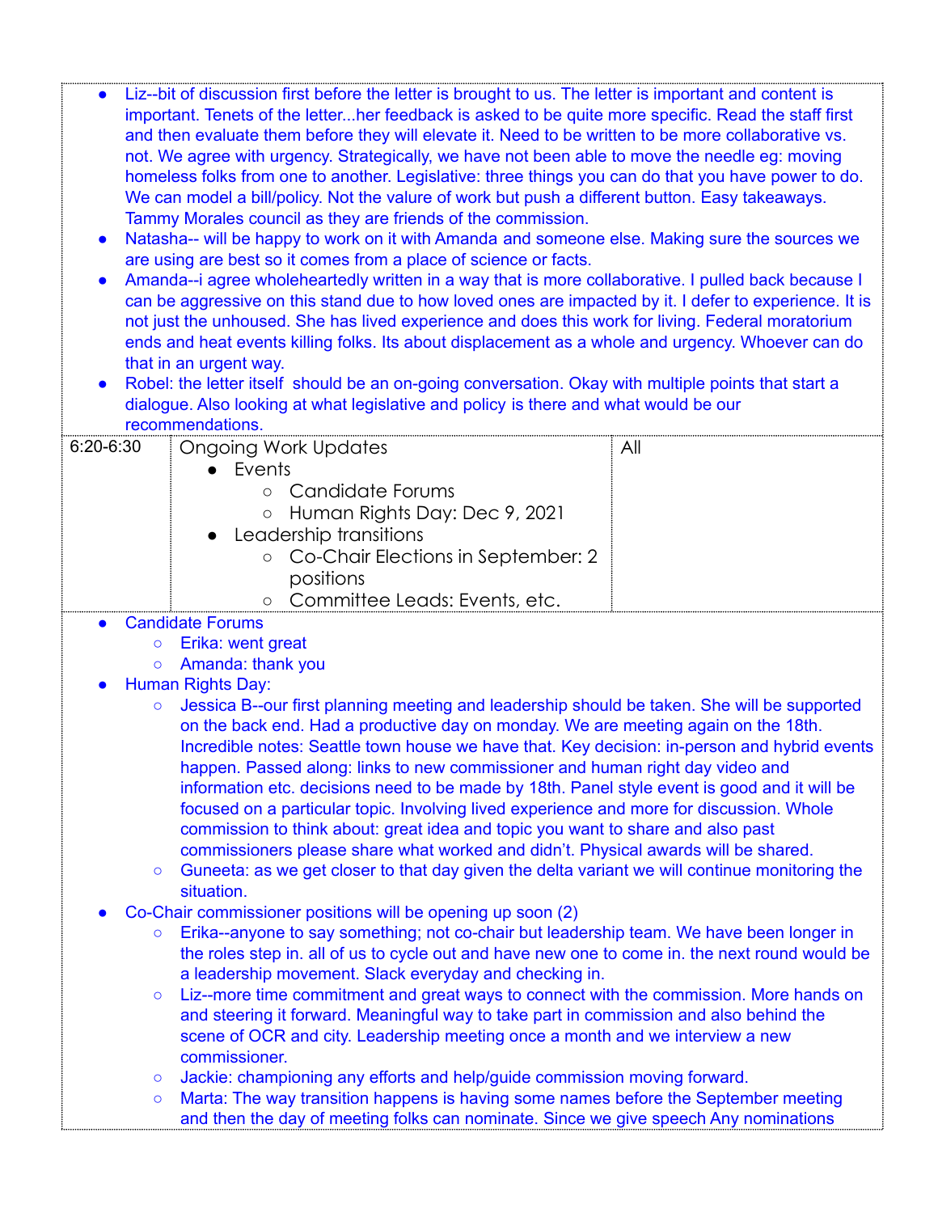- Liz--bit of discussion first before the letter is brought to us. The letter is important and content is important. Tenets of the letter...her feedback is asked to be quite more specific. Read the staff first and then evaluate them before they will elevate it. Need to be written to be more collaborative vs. not. We agree with urgency. Strategically, we have not been able to move the needle eg: moving homeless folks from one to another. Legislative: three things you can do that you have power to do. We can model a bill/policy. Not the valure of work but push a different button. Easy takeaways. Tammy Morales council as they are friends of the commission.
- Natasha-- will be happy to work on it with Amanda and someone else. Making sure the sources we are using are best so it comes from a place of science or facts.
- Amanda--i agree wholeheartedly written in a way that is more collaborative. I pulled back because I can be aggressive on this stand due to how loved ones are impacted by it. I defer to experience. It is not just the unhoused. She has lived experience and does this work for living. Federal moratorium ends and heat events killing folks. Its about displacement as a whole and urgency. Whoever can do that in an urgent way.
- Robel: the letter itself should be an on-going conversation. Okay with multiple points that start a dialogue. Also looking at what legislative and policy is there and what would be our recommendations.

| | | |
|---|---|---|
| 6:20-6:30 | Ongoing Work Updates<br>● Events<br>○ Candidate Forums<br>○ Human Rights Day: Dec 9, 2021<br>● Leadership transitions<br>○ Co-Chair Elections in September: 2 positions<br>○ Committee Leads: Events, etc. | All |

- Candidate Forums
  - Erika: went great
  - Amanda: thank you
- Human Rights Day:
  - Jessica B--our first planning meeting and leadership should be taken. She will be supported on the back end. Had a productive day on monday. We are meeting again on the 18th. Incredible notes: Seattle town house we have that. Key decision: in-person and hybrid events happen. Passed along: links to new commissioner and human right day video and information etc. decisions need to be made by 18th. Panel style event is good and it will be focused on a particular topic. Involving lived experience and more for discussion. Whole commission to think about: great idea and topic you want to share and also past commissioners please share what worked and didn't. Physical awards will be shared.
  - Guneeta: as we get closer to that day given the delta variant we will continue monitoring the situation.
- Co-Chair commissioner positions will be opening up soon (2)
  - Erika--anyone to say something; not co-chair but leadership team. We have been longer in the roles step in. all of us to cycle out and have new one to come in. the next round would be a leadership movement. Slack everyday and checking in.
  - Liz--more time commitment and great ways to connect with the commission. More hands on and steering it forward. Meaningful way to take part in commission and also behind the scene of OCR and city. Leadership meeting once a month and we interview a new commissioner.
  - Jackie: championing any efforts and help/guide commission moving forward.
  - Marta: The way transition happens is having some names before the September meeting and then the day of meeting folks can nominate. Since we give speech Any nominations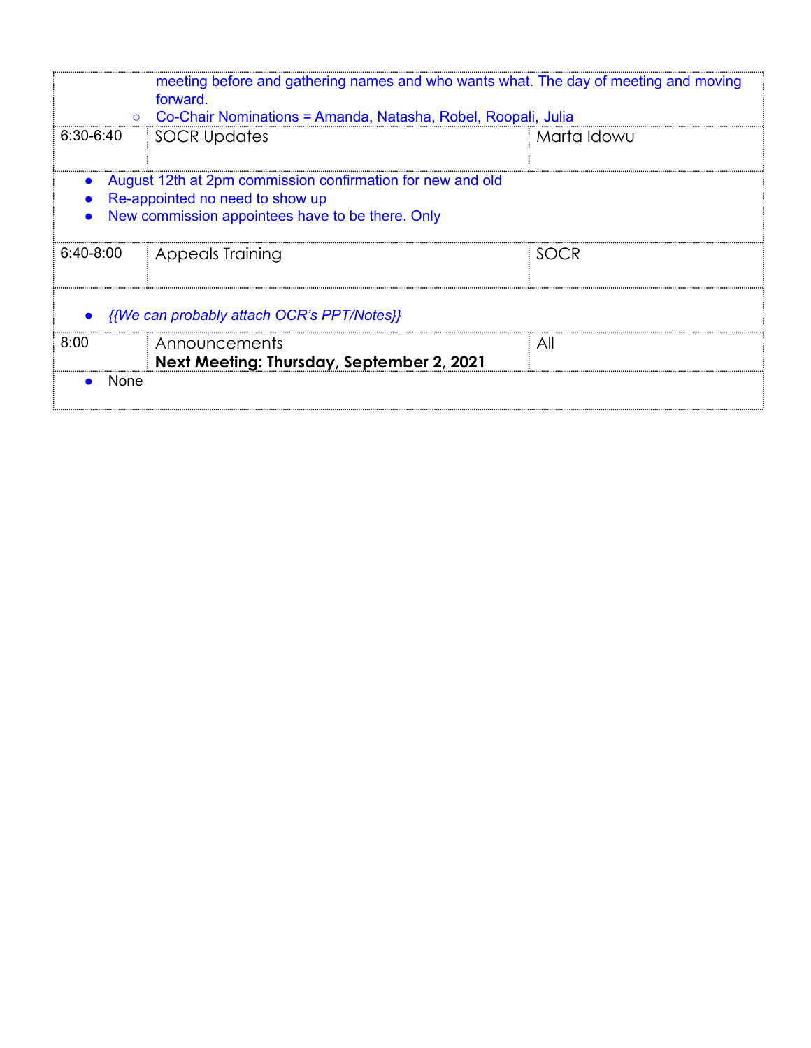| | | |
|---|---|---|
| | meeting before and gathering names and who wants what. The day of meeting and moving forward.<br>○ Co-Chair Nominations = Amanda, Natasha, Robel, Roopali, Julia | |
| 6:30-6:40 | SOCR Updates | Marta Idowu |
| • August 12th at 2pm commission confirmation for new and old<br>• Re-appointed no need to show up<br>• New commission appointees have to be there. Only | | |
| 6:40-8:00 | Appeals Training | SOCR |
| • *{{We can probably attach OCR's PPT/Notes}}* | | |
| 8:00 | Announcements<br>**Next Meeting: Thursday, September 2, 2021** | All |
| • None | | |